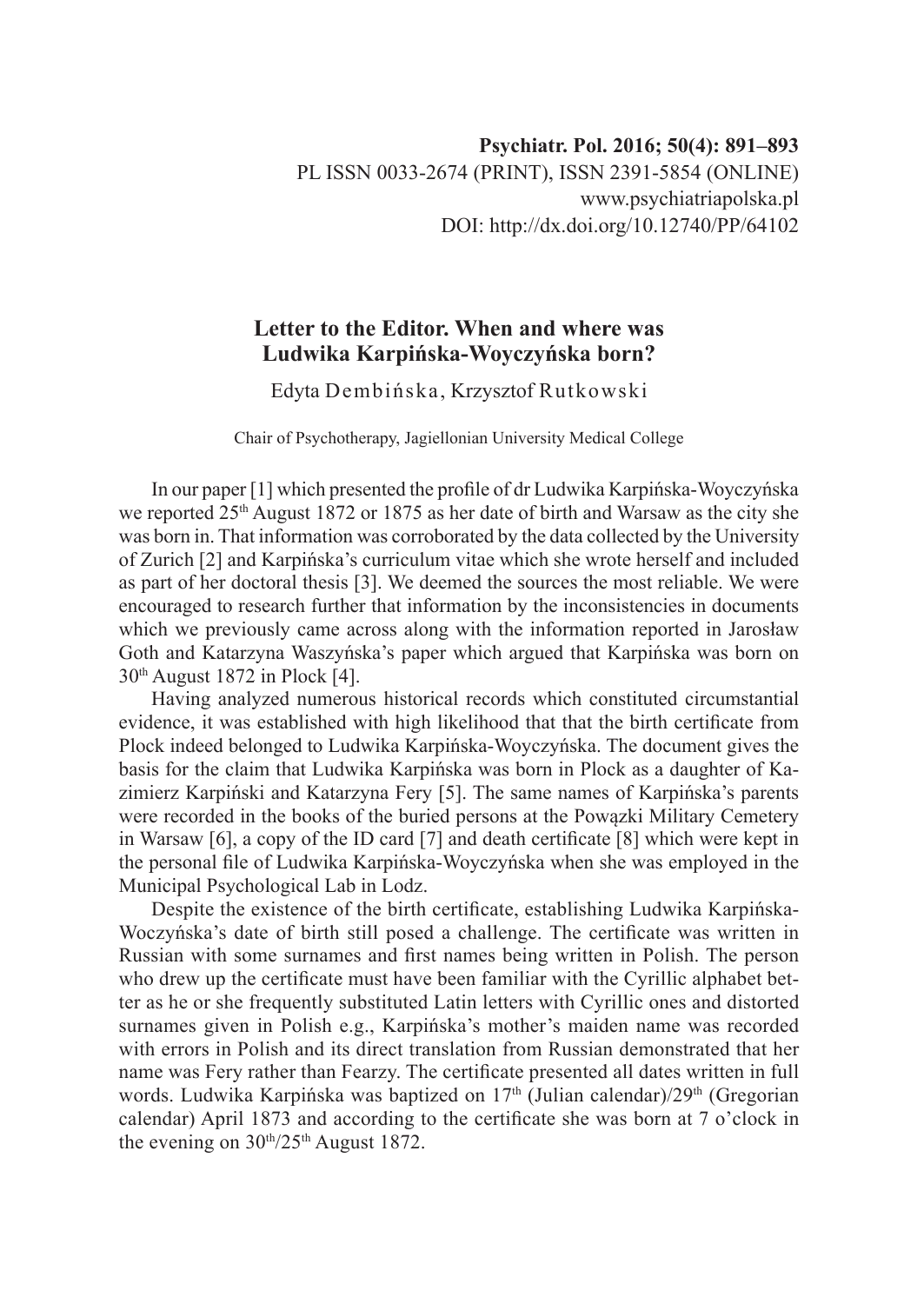# Letter to the Editor. When and where was Ludwika Karpińska-Woyczyńska born?

Edyta Dembińska, Krzysztof Rutkowski

Chair of Psychotherapy, Jagiellonian University Medical College

In our paper [1] which presented the profile of dr Ludwika Karpińska-Woyczyńska we reported 25th August 1872 or 1875 as her date of birth and Warsaw as the city she was born in. That information was corroborated by the data collected by the University of Zurich [2] and Karpińska's curriculum vitae which she wrote herself and included as part of her doctoral thesis [3]. We deemed the sources the most reliable. We were encouraged to research further that information by the inconsistencies in documents which we previously came across along with the information reported in Jarosław Goth and Katarzyna Waszyńska's paper which argued that Karpińska was born on 30th August 1872 in Plock [4].

Having analyzed numerous historical records which constituted circumstantial evidence, it was established with high likelihood that that the birth certificate from Plock indeed belonged to Ludwika Karpińska-Woyczyńska. The document gives the basis for the claim that Ludwika Karpińska was born in Plock as a daughter of Kazimierz Karpiński and Katarzyna Fery [5]. The same names of Karpińska's parents were recorded in the books of the buried persons at the Powązki Military Cemetery in Warsaw [6], a copy of the ID card [7] and death certificate [8] which were kept in the personal file of Ludwika Karpińska-Woyczyńska when she was employed in the Municipal Psychological Lab in Lodz.

Despite the existence of the birth certificate, establishing Ludwika Karpińska-Woczyńska's date of birth still posed a challenge. The certificate was written in Russian with some surnames and first names being written in Polish. The person who drew up the certificate must have been familiar with the Cyrillic alphabet better as he or she frequently substituted Latin letters with Cyrillic ones and distorted surnames given in Polish e.g., Karpińska's mother's maiden name was recorded with errors in Polish and its direct translation from Russian demonstrated that her name was Fery rather than Fearzy. The certificate presented all dates written in full words. Ludwika Karpińska was baptized on 17th (Julian calendar)/29th (Gregorian calendar) April 1873 and according to the certificate she was born at 7 o'clock in the evening on 30th/25th August 1872.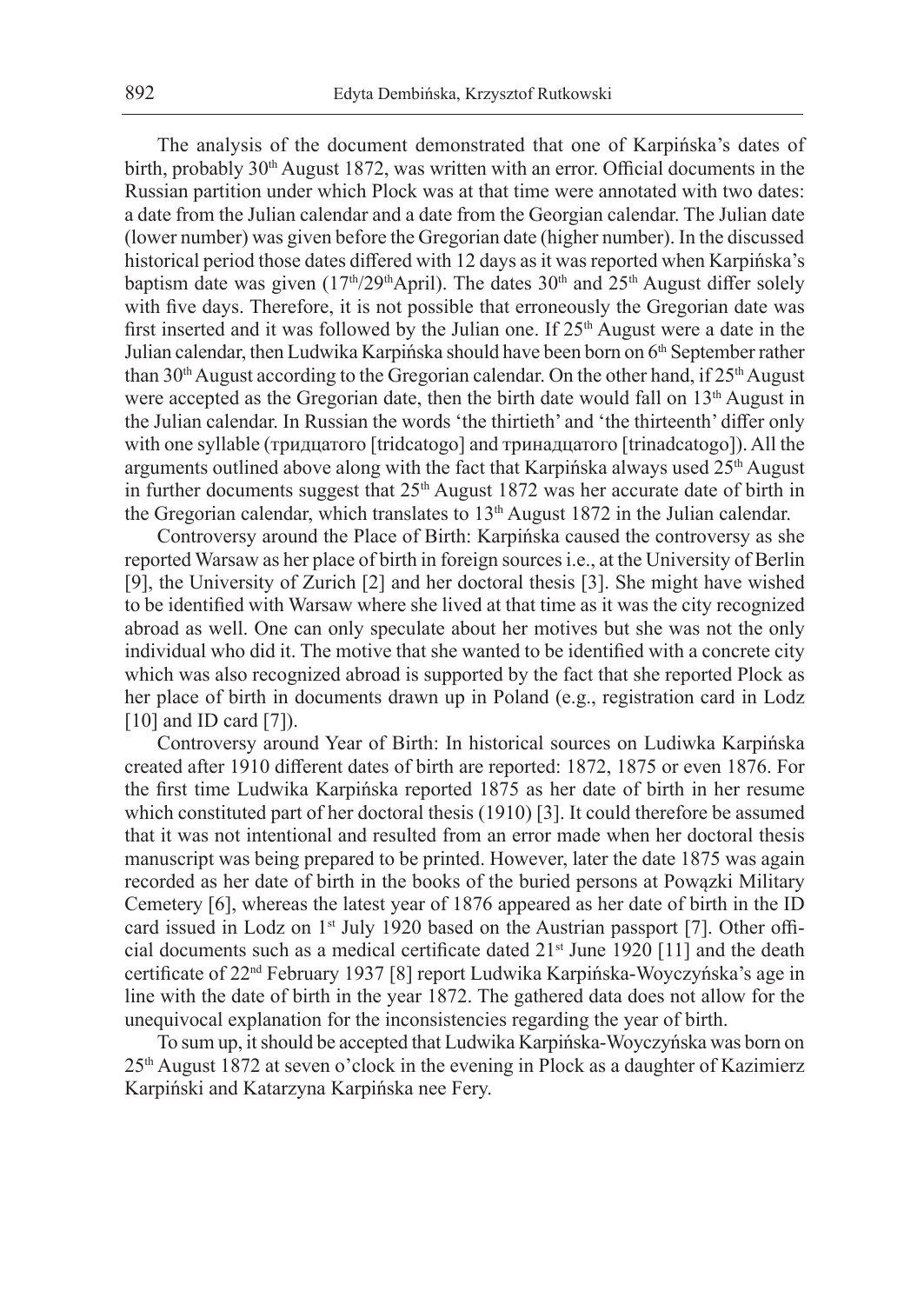The analysis of the document demonstrated that one of Karpińska's dates of birth, probably 30th August 1872, was written with an error. Official documents in the Russian partition under which Plock was at that time were annotated with two dates: a date from the Julian calendar and a date from the Georgian calendar. The Julian date (lower number) was given before the Gregorian date (higher number). In the discussed historical period those dates differed with 12 days as it was reported when Karpińska's baptism date was given (17th/29thApril). The dates 30th and 25th August differ solely with five days. Therefore, it is not possible that erroneously the Gregorian date was first inserted and it was followed by the Julian one. If 25th August were a date in the Julian calendar, then Ludwika Karpińska should have been born on 6th September rather than 30th August according to the Gregorian calendar. On the other hand, if 25th August were accepted as the Gregorian date, then the birth date would fall on 13th August in the Julian calendar. In Russian the words 'the thirtieth' and 'the thirteenth' differ only with one syllable (тридцатого [tridcatogo] and тринадцатого [trinadcatogo]). All the arguments outlined above along with the fact that Karpińska always used 25th August in further documents suggest that 25th August 1872 was her accurate date of birth in the Gregorian calendar, which translates to 13th August 1872 in the Julian calendar.

Controversy around the Place of Birth: Karpińska caused the controversy as she reported Warsaw as her place of birth in foreign sources i.e., at the University of Berlin [9], the University of Zurich [2] and her doctoral thesis [3]. She might have wished to be identified with Warsaw where she lived at that time as it was the city recognized abroad as well. One can only speculate about her motives but she was not the only individual who did it. The motive that she wanted to be identified with a concrete city which was also recognized abroad is supported by the fact that she reported Plock as her place of birth in documents drawn up in Poland (e.g., registration card in Lodz [10] and ID card [7]).

Controversy around Year of Birth: In historical sources on Ludiwka Karpińska created after 1910 different dates of birth are reported: 1872, 1875 or even 1876. For the first time Ludwika Karpińska reported 1875 as her date of birth in her resume which constituted part of her doctoral thesis (1910) [3]. It could therefore be assumed that it was not intentional and resulted from an error made when her doctoral thesis manuscript was being prepared to be printed. However, later the date 1875 was again recorded as her date of birth in the books of the buried persons at Powązki Military Cemetery [6], whereas the latest year of 1876 appeared as her date of birth in the ID card issued in Lodz on 1st July 1920 based on the Austrian passport [7]. Other official documents such as a medical certificate dated 21st June 1920 [11] and the death certificate of 22nd February 1937 [8] report Ludwika Karpińska-Woyczyńska's age in line with the date of birth in the year 1872. The gathered data does not allow for the unequivocal explanation for the inconsistencies regarding the year of birth.

To sum up, it should be accepted that Ludwika Karpińska-Woyczyńska was born on 25th August 1872 at seven o'clock in the evening in Plock as a daughter of Kazimierz Karpiński and Katarzyna Karpińska nee Fery.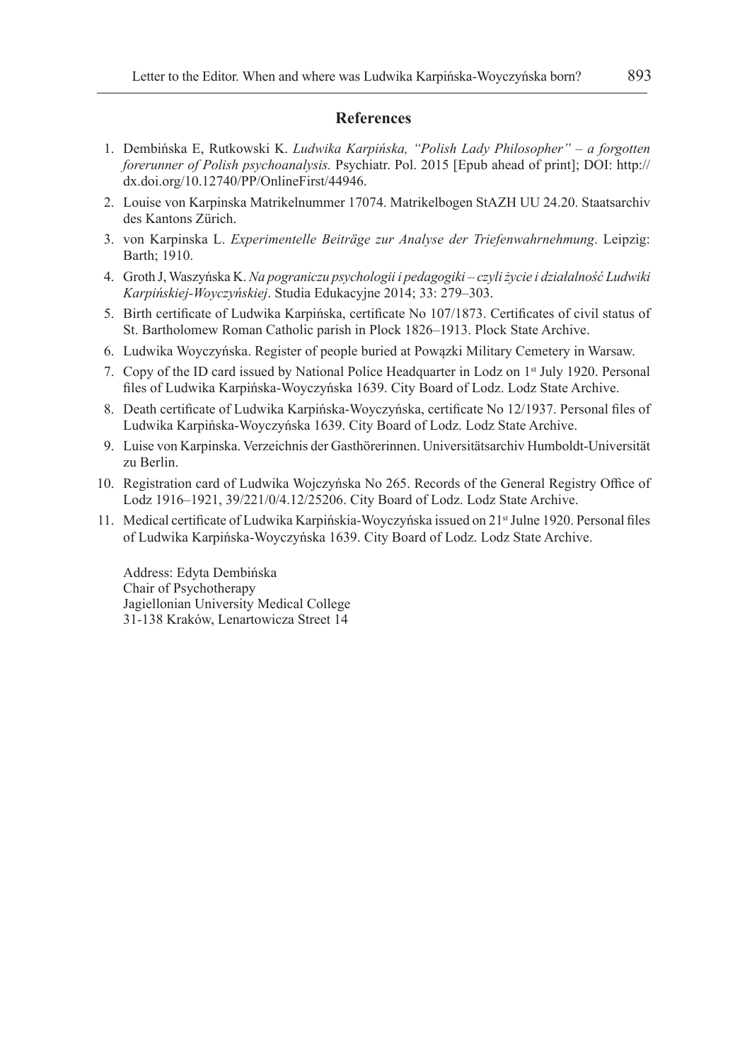## References

1. Dembińska E, Rutkowski K. *Ludwika Karpińska, "Polish Lady Philosopher" – a forgotten forerunner of Polish psychoanalysis.* Psychiatr. Pol. 2015 [Epub ahead of print]; DOI: http://dx.doi.org/10.12740/PP/OnlineFirst/44946.
2. Louise von Karpinska Matrikelnummer 17074. Matrikelbogen StAZH UU 24.20. Staatsarchiv des Kantons Zürich.
3. von Karpinska L. *Experimentelle Beiträge zur Analyse der Triefenwahrnehmung*. Leipzig: Barth; 1910.
4. Groth J, Waszyńska K. *Na pograniczu psychologii i pedagogiki – czyli życie i działalność Ludwiki Karpińskiej-Woyczyńskiej*. Studia Edukacyjne 2014; 33: 279–303.
5. Birth certificate of Ludwika Karpińska, certificate No 107/1873. Certificates of civil status of St. Bartholomew Roman Catholic parish in Plock 1826–1913. Plock State Archive.
6. Ludwika Woyczyńska. Register of people buried at Powązki Military Cemetery in Warsaw.
7. Copy of the ID card issued by National Police Headquarter in Lodz on 1st July 1920. Personal files of Ludwika Karpińska-Woyczyńska 1639. City Board of Lodz. Lodz State Archive.
8. Death certificate of Ludwika Karpińska-Woyczyńska, certificate No 12/1937. Personal files of Ludwika Karpińska-Woyczyńska 1639. City Board of Lodz. Lodz State Archive.
9. Luise von Karpinska. Verzeichnis der Gasthörerinnen. Universitätsarchiv Humboldt-Universität zu Berlin.
10. Registration card of Ludwika Wojczyńska No 265. Records of the General Registry Office of Lodz 1916–1921, 39/221/0/4.12/25206. City Board of Lodz. Lodz State Archive.
11. Medical certificate of Ludwika Karpińskia-Woyczyńska issued on 21st Julne 1920. Personal files of Ludwika Karpińska-Woyczyńska 1639. City Board of Lodz. Lodz State Archive.

Address: Edyta Dembińska
Chair of Psychotherapy
Jagiellonian University Medical College
31-138 Kraków, Lenartowicza Street 14